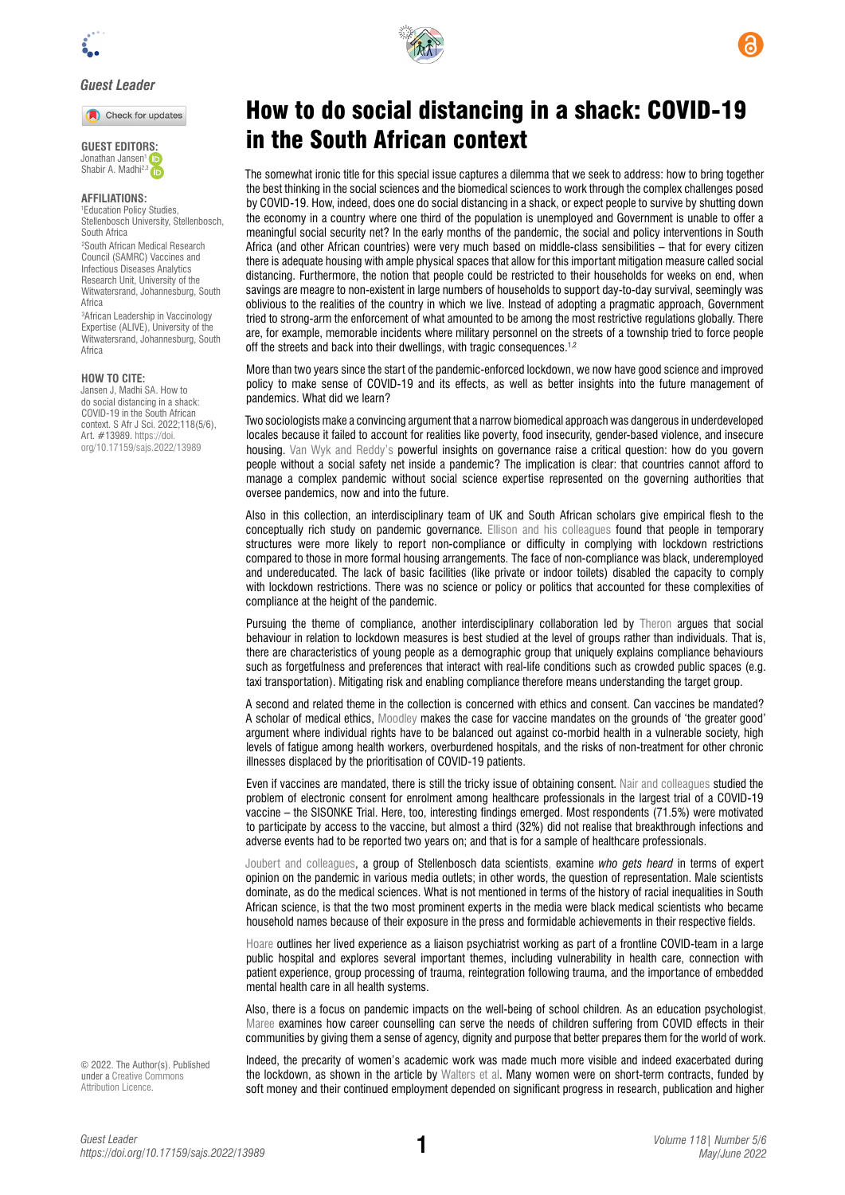Guest Leader

GUEST EDITORS:
Jonathan Jansen[1]
Shabir A. Madhi[2,3]

AFFILIATIONS:
[1]Education Policy Studies, Stellenbosch University, Stellenbosch, South Africa
[2]South African Medical Research Council (SAMRC) Vaccines and Infectious Diseases Analytics Research Unit, University of the Witwatersrand, Johannesburg, South Africa
[3]African Leadership in Vaccinology Expertise (ALIVE), University of the Witwatersrand, Johannesburg, South Africa

HOW TO CITE:
Jansen J, Madhi SA. How to do social distancing in a shack: COVID-19 in the South African context. S Afr J Sci. 2022;118(5/6), Art. #13989. https://doi.org/10.17159/sajs.2022/13989

© 2022. The Author(s). Published under a Creative Commons Attribution Licence.

# How to do social distancing in a shack: COVID-19 in the South African context

The somewhat ironic title for this special issue captures a dilemma that we seek to address: how to bring together the best thinking in the social sciences and the biomedical sciences to work through the complex challenges posed by COVID-19. How, indeed, does one do social distancing in a shack, or expect people to survive by shutting down the economy in a country where one third of the population is unemployed and Government is unable to offer a meaningful social security net? In the early months of the pandemic, the social and policy interventions in South Africa (and other African countries) were very much based on middle-class sensibilities – that for every citizen there is adequate housing with ample physical spaces that allow for this important mitigation measure called social distancing. Furthermore, the notion that people could be restricted to their households for weeks on end, when savings are meagre to non-existent in large numbers of households to support day-to-day survival, seemingly was oblivious to the realities of the country in which we live. Instead of adopting a pragmatic approach, Government tried to strong-arm the enforcement of what amounted to be among the most restrictive regulations globally. There are, for example, memorable incidents where military personnel on the streets of a township tried to force people off the streets and back into their dwellings, with tragic consequences.[1,2]

More than two years since the start of the pandemic-enforced lockdown, we now have good science and improved policy to make sense of COVID-19 and its effects, as well as better insights into the future management of pandemics. What did we learn?

Two sociologists make a convincing argument that a narrow biomedical approach was dangerous in underdeveloped locales because it failed to account for realities like poverty, food insecurity, gender-based violence, and insecure housing. Van Wyk and Reddy's powerful insights on governance raise a critical question: how do you govern people without a social safety net inside a pandemic? The implication is clear: that countries cannot afford to manage a complex pandemic without social science expertise represented on the governing authorities that oversee pandemics, now and into the future.

Also in this collection, an interdisciplinary team of UK and South African scholars give empirical flesh to the conceptually rich study on pandemic governance. Ellison and his colleagues found that people in temporary structures were more likely to report non-compliance or difficulty in complying with lockdown restrictions compared to those in more formal housing arrangements. The face of non-compliance was black, underemployed and undereducated. The lack of basic facilities (like private or indoor toilets) disabled the capacity to comply with lockdown restrictions. There was no science or policy or politics that accounted for these complexities of compliance at the height of the pandemic.

Pursuing the theme of compliance, another interdisciplinary collaboration led by Theron argues that social behaviour in relation to lockdown measures is best studied at the level of groups rather than individuals. That is, there are characteristics of young people as a demographic group that uniquely explains compliance behaviours such as forgetfulness and preferences that interact with real-life conditions such as crowded public spaces (e.g. taxi transportation). Mitigating risk and enabling compliance therefore means understanding the target group.

A second and related theme in the collection is concerned with ethics and consent. Can vaccines be mandated? A scholar of medical ethics, Moodley makes the case for vaccine mandates on the grounds of 'the greater good' argument where individual rights have to be balanced out against co-morbid health in a vulnerable society, high levels of fatigue among health workers, overburdened hospitals, and the risks of non-treatment for other chronic illnesses displaced by the prioritisation of COVID-19 patients.

Even if vaccines are mandated, there is still the tricky issue of obtaining consent. Nair and colleagues studied the problem of electronic consent for enrolment among healthcare professionals in the largest trial of a COVID-19 vaccine – the SISONKE Trial. Here, too, interesting findings emerged. Most respondents (71.5%) were motivated to participate by access to the vaccine, but almost a third (32%) did not realise that breakthrough infections and adverse events had to be reported two years on; and that is for a sample of healthcare professionals.

Joubert and colleagues, a group of Stellenbosch data scientists, examine *who gets heard* in terms of expert opinion on the pandemic in various media outlets; in other words, the question of representation. Male scientists dominate, as do the medical sciences. What is not mentioned in terms of the history of racial inequalities in South African science, is that the two most prominent experts in the media were black medical scientists who became household names because of their exposure in the press and formidable achievements in their respective fields.

Hoare outlines her lived experience as a liaison psychiatrist working as part of a frontline COVID-team in a large public hospital and explores several important themes, including vulnerability in health care, connection with patient experience, group processing of trauma, reintegration following trauma, and the importance of embedded mental health care in all health systems.

Also, there is a focus on pandemic impacts on the well-being of school children. As an education psychologist, Maree examines how career counselling can serve the needs of children suffering from COVID effects in their communities by giving them a sense of agency, dignity and purpose that better prepares them for the world of work.

Indeed, the precarity of women's academic work was made much more visible and indeed exacerbated during the lockdown, as shown in the article by Walters et al. Many women were on short-term contracts, funded by soft money and their continued employment depended on significant progress in research, publication and higher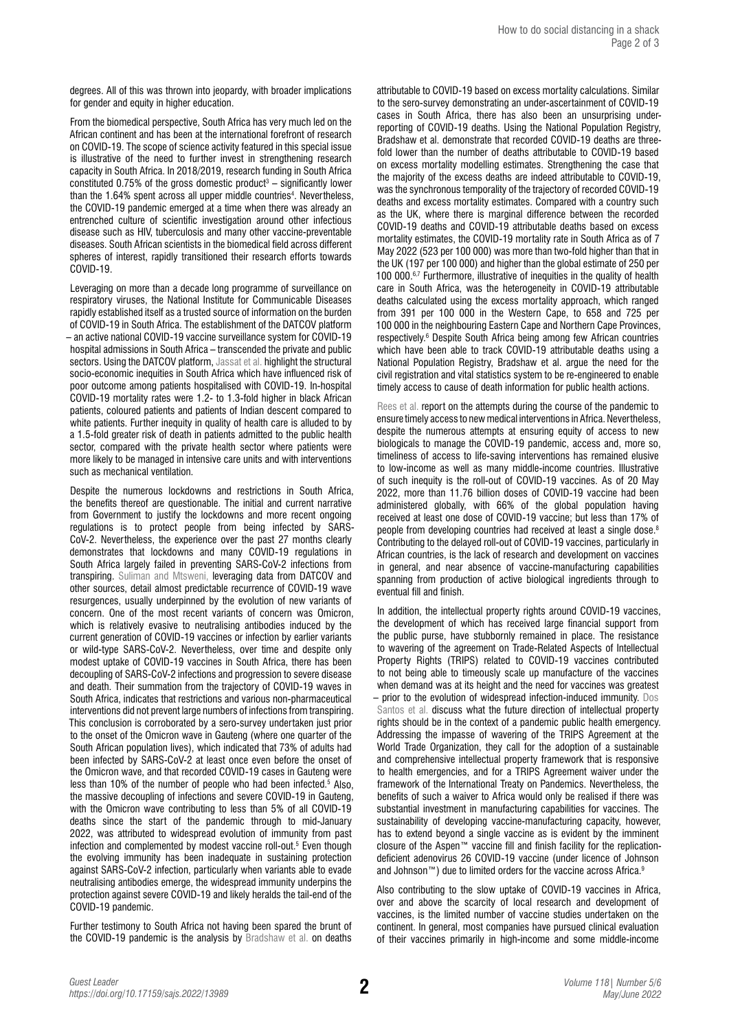degrees. All of this was thrown into jeopardy, with broader implications for gender and equity in higher education.

From the biomedical perspective, South Africa has very much led on the African continent and has been at the international forefront of research on COVID-19. The scope of science activity featured in this special issue is illustrative of the need to further invest in strengthening research capacity in South Africa. In 2018/2019, research funding in South Africa constituted 0.75% of the gross domestic product[3] – significantly lower than the 1.64% spent across all upper middle countries[4]. Nevertheless, the COVID-19 pandemic emerged at a time when there was already an entrenched culture of scientific investigation around other infectious disease such as HIV, tuberculosis and many other vaccine-preventable diseases. South African scientists in the biomedical field across different spheres of interest, rapidly transitioned their research efforts towards COVID-19.

Leveraging on more than a decade long programme of surveillance on respiratory viruses, the National Institute for Communicable Diseases rapidly established itself as a trusted source of information on the burden of COVID-19 in South Africa. The establishment of the DATCOV platform – an active national COVID-19 vaccine surveillance system for COVID-19 hospital admissions in South Africa – transcended the private and public sectors. Using the DATCOV platform, Jassat et al. highlight the structural socio-economic inequities in South Africa which have influenced risk of poor outcome among patients hospitalised with COVID-19. In-hospital COVID-19 mortality rates were 1.2- to 1.3-fold higher in black African patients, coloured patients and patients of Indian descent compared to white patients. Further inequity in quality of health care is alluded to by a 1.5-fold greater risk of death in patients admitted to the public health sector, compared with the private health sector where patients were more likely to be managed in intensive care units and with interventions such as mechanical ventilation.

Despite the numerous lockdowns and restrictions in South Africa, the benefits thereof are questionable. The initial and current narrative from Government to justify the lockdowns and more recent ongoing regulations is to protect people from being infected by SARS-CoV-2. Nevertheless, the experience over the past 27 months clearly demonstrates that lockdowns and many COVID-19 regulations in South Africa largely failed in preventing SARS-CoV-2 infections from transpiring. Suliman and Mtsweni, leveraging data from DATCOV and other sources, detail almost predictable recurrence of COVID-19 wave resurgences, usually underpinned by the evolution of new variants of concern. One of the most recent variants of concern was Omicron, which is relatively evasive to neutralising antibodies induced by the current generation of COVID-19 vaccines or infection by earlier variants or wild-type SARS-CoV-2. Nevertheless, over time and despite only modest uptake of COVID-19 vaccines in South Africa, there has been decoupling of SARS-CoV-2 infections and progression to severe disease and death. Their summation from the trajectory of COVID-19 waves in South Africa, indicates that restrictions and various non-pharmaceutical interventions did not prevent large numbers of infections from transpiring. This conclusion is corroborated by a sero-survey undertaken just prior to the onset of the Omicron wave in Gauteng (where one quarter of the South African population lives), which indicated that 73% of adults had been infected by SARS-CoV-2 at least once even before the onset of the Omicron wave, and that recorded COVID-19 cases in Gauteng were less than 10% of the number of people who had been infected.[5] Also, the massive decoupling of infections and severe COVID-19 in Gauteng, with the Omicron wave contributing to less than 5% of all COVID-19 deaths since the start of the pandemic through to mid-January 2022, was attributed to widespread evolution of immunity from past infection and complemented by modest vaccine roll-out.[5] Even though the evolving immunity has been inadequate in sustaining protection against SARS-CoV-2 infection, particularly when variants able to evade neutralising antibodies emerge, the widespread immunity underpins the protection against severe COVID-19 and likely heralds the tail-end of the COVID-19 pandemic.

Further testimony to South Africa not having been spared the brunt of the COVID-19 pandemic is the analysis by Bradshaw et al. on deaths attributable to COVID-19 based on excess mortality calculations. Similar to the sero-survey demonstrating an under-ascertainment of COVID-19 cases in South Africa, there has also been an unsurprising under-reporting of COVID-19 deaths. Using the National Population Registry, Bradshaw et al. demonstrate that recorded COVID-19 deaths are three-fold lower than the number of deaths attributable to COVID-19 based on excess mortality modelling estimates. Strengthening the case that the majority of the excess deaths are indeed attributable to COVID-19, was the synchronous temporality of the trajectory of recorded COVID-19 deaths and excess mortality estimates. Compared with a country such as the UK, where there is marginal difference between the recorded COVID-19 deaths and COVID-19 attributable deaths based on excess mortality estimates, the COVID-19 mortality rate in South Africa as of 7 May 2022 (523 per 100 000) was more than two-fold higher than that in the UK (197 per 100 000) and higher than the global estimate of 250 per 100 000.[6,7] Furthermore, illustrative of inequities in the quality of health care in South Africa, was the heterogeneity in COVID-19 attributable deaths calculated using the excess mortality approach, which ranged from 391 per 100 000 in the Western Cape, to 658 and 725 per 100 000 in the neighbouring Eastern Cape and Northern Cape Provinces, respectively.[6] Despite South Africa being among few African countries which have been able to track COVID-19 attributable deaths using a National Population Registry, Bradshaw et al. argue the need for the civil registration and vital statistics system to be re-engineered to enable timely access to cause of death information for public health actions.

Rees et al. report on the attempts during the course of the pandemic to ensure timely access to new medical interventions in Africa. Nevertheless, despite the numerous attempts at ensuring equity of access to new biologicals to manage the COVID-19 pandemic, access and, more so, timeliness of access to life-saving interventions has remained elusive to low-income as well as many middle-income countries. Illustrative of such inequity is the roll-out of COVID-19 vaccines. As of 20 May 2022, more than 11.76 billion doses of COVID-19 vaccine had been administered globally, with 66% of the global population having received at least one dose of COVID-19 vaccine; but less than 17% of people from developing countries had received at least a single dose.[8] Contributing to the delayed roll-out of COVID-19 vaccines, particularly in African countries, is the lack of research and development on vaccines in general, and near absence of vaccine-manufacturing capabilities spanning from production of active biological ingredients through to eventual fill and finish.

In addition, the intellectual property rights around COVID-19 vaccines, the development of which has received large financial support from the public purse, have stubbornly remained in place. The resistance to wavering of the agreement on Trade-Related Aspects of Intellectual Property Rights (TRIPS) related to COVID-19 vaccines contributed to not being able to timeously scale up manufacture of the vaccines when demand was at its height and the need for vaccines was greatest – prior to the evolution of widespread infection-induced immunity. Dos Santos et al. discuss what the future direction of intellectual property rights should be in the context of a pandemic public health emergency. Addressing the impasse of wavering of the TRIPS Agreement at the World Trade Organization, they call for the adoption of a sustainable and comprehensive intellectual property framework that is responsive to health emergencies, and for a TRIPS Agreement waiver under the framework of the International Treaty on Pandemics. Nevertheless, the benefits of such a waiver to Africa would only be realised if there was substantial investment in manufacturing capabilities for vaccines. The sustainability of developing vaccine-manufacturing capacity, however, has to extend beyond a single vaccine as is evident by the imminent closure of the Aspen™ vaccine fill and finish facility for the replication-deficient adenovirus 26 COVID-19 vaccine (under licence of Johnson and Johnson™) due to limited orders for the vaccine across Africa.[9]

Also contributing to the slow uptake of COVID-19 vaccines in Africa, over and above the scarcity of local research and development of vaccines, is the limited number of vaccine studies undertaken on the continent. In general, most companies have pursued clinical evaluation of their vaccines primarily in high-income and some middle-income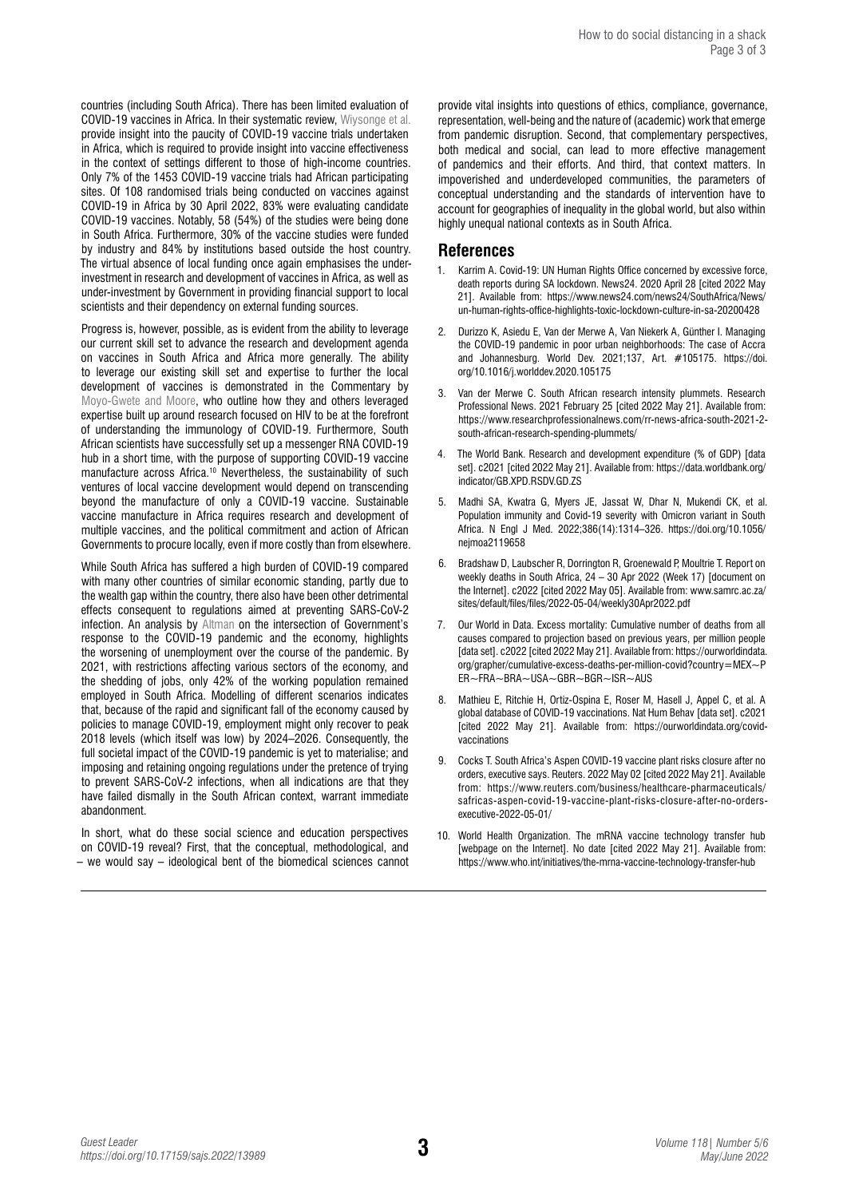countries (including South Africa). There has been limited evaluation of COVID-19 vaccines in Africa. In their systematic review, Wiysonge et al. provide insight into the paucity of COVID-19 vaccine trials undertaken in Africa, which is required to provide insight into vaccine effectiveness in the context of settings different to those of high-income countries. Only 7% of the 1453 COVID-19 vaccine trials had African participating sites. Of 108 randomised trials being conducted on vaccines against COVID-19 in Africa by 30 April 2022, 83% were evaluating candidate COVID-19 vaccines. Notably, 58 (54%) of the studies were being done in South Africa. Furthermore, 30% of the vaccine studies were funded by industry and 84% by institutions based outside the host country. The virtual absence of local funding once again emphasises the under-investment in research and development of vaccines in Africa, as well as under-investment by Government in providing financial support to local scientists and their dependency on external funding sources.

Progress is, however, possible, as is evident from the ability to leverage our current skill set to advance the research and development agenda on vaccines in South Africa and Africa more generally. The ability to leverage our existing skill set and expertise to further the local development of vaccines is demonstrated in the Commentary by Moyo-Gwete and Moore, who outline how they and others leveraged expertise built up around research focused on HIV to be at the forefront of understanding the immunology of COVID-19. Furthermore, South African scientists have successfully set up a messenger RNA COVID-19 hub in a short time, with the purpose of supporting COVID-19 vaccine manufacture across Africa.[10] Nevertheless, the sustainability of such ventures of local vaccine development would depend on transcending beyond the manufacture of only a COVID-19 vaccine. Sustainable vaccine manufacture in Africa requires research and development of multiple vaccines, and the political commitment and action of African Governments to procure locally, even if more costly than from elsewhere.

While South Africa has suffered a high burden of COVID-19 compared with many other countries of similar economic standing, partly due to the wealth gap within the country, there also have been other detrimental effects consequent to regulations aimed at preventing SARS-CoV-2 infection. An analysis by Altman on the intersection of Government's response to the COVID-19 pandemic and the economy, highlights the worsening of unemployment over the course of the pandemic. By 2021, with restrictions affecting various sectors of the economy, and the shedding of jobs, only 42% of the working population remained employed in South Africa. Modelling of different scenarios indicates that, because of the rapid and significant fall of the economy caused by policies to manage COVID-19, employment might only recover to peak 2018 levels (which itself was low) by 2024–2026. Consequently, the full societal impact of the COVID-19 pandemic is yet to materialise; and imposing and retaining ongoing regulations under the pretence of trying to prevent SARS-CoV-2 infections, when all indications are that they have failed dismally in the South African context, warrant immediate abandonment.

In short, what do these social science and education perspectives on COVID-19 reveal? First, that the conceptual, methodological, and – we would say – ideological bent of the biomedical sciences cannot provide vital insights into questions of ethics, compliance, governance, representation, well-being and the nature of (academic) work that emerge from pandemic disruption. Second, that complementary perspectives, both medical and social, can lead to more effective management of pandemics and their efforts. And third, that context matters. In impoverished and underdeveloped communities, the parameters of conceptual understanding and the standards of intervention have to account for geographies of inequality in the global world, but also within highly unequal national contexts as in South Africa.

## References

1. Karrim A. Covid-19: UN Human Rights Office concerned by excessive force, death reports during SA lockdown. News24. 2020 April 28 [cited 2022 May 21]. Available from: https://www.news24.com/news24/SouthAfrica/News/un-human-rights-office-highlights-toxic-lockdown-culture-in-sa-20200428
2. Durizzo K, Asiedu E, Van der Merwe A, Van Niekerk A, Günther I. Managing the COVID-19 pandemic in poor urban neighborhoods: The case of Accra and Johannesburg. World Dev. 2021;137, Art. #105175. https://doi.org/10.1016/j.worlddev.2020.105175
3. Van der Merwe C. South African research intensity plummets. Research Professional News. 2021 February 25 [cited 2022 May 21]. Available from: https://www.researchprofessionalnews.com/rr-news-africa-south-2021-2-south-african-research-spending-plummets/
4. The World Bank. Research and development expenditure (% of GDP) [data set]. c2021 [cited 2022 May 21]. Available from: https://data.worldbank.org/indicator/GB.XPD.RSDV.GD.ZS
5. Madhi SA, Kwatra G, Myers JE, Jassat W, Dhar N, Mukendi CK, et al. Population immunity and Covid-19 severity with Omicron variant in South Africa. N Engl J Med. 2022;386(14):1314–326. https://doi.org/10.1056/nejmoa2119658
6. Bradshaw D, Laubscher R, Dorrington R, Groenewald P, Moultrie T. Report on weekly deaths in South Africa, 24 – 30 Apr 2022 (Week 17) [document on the Internet]. c2022 [cited 2022 May 05]. Available from: www.samrc.ac.za/sites/default/files/files/2022-05-04/weekly30Apr2022.pdf
7. Our World in Data. Excess mortality: Cumulative number of deaths from all causes compared to projection based on previous years, per million people [data set]. c2022 [cited 2022 May 21]. Available from: https://ourworldindata.org/grapher/cumulative-excess-deaths-per-million-covid?country=MEX~PER~FRA~BRA~USA~GBR~BGR~ISR~AUS
8. Mathieu E, Ritchie H, Ortiz-Ospina E, Roser M, Hasell J, Appel C, et al. A global database of COVID-19 vaccinations. Nat Hum Behav [data set]. c2021 [cited 2022 May 21]. Available from: https://ourworldindata.org/covid-vaccinations
9. Cocks T. South Africa's Aspen COVID-19 vaccine plant risks closure after no orders, executive says. Reuters. 2022 May 02 [cited 2022 May 21]. Available from: https://www.reuters.com/business/healthcare-pharmaceuticals/safricas-aspen-covid-19-vaccine-plant-risks-closure-after-no-orders-executive-2022-05-01/
10. World Health Organization. The mRNA vaccine technology transfer hub [webpage on the Internet]. No date [cited 2022 May 21]. Available from: https://www.who.int/initiatives/the-mrna-vaccine-technology-transfer-hub